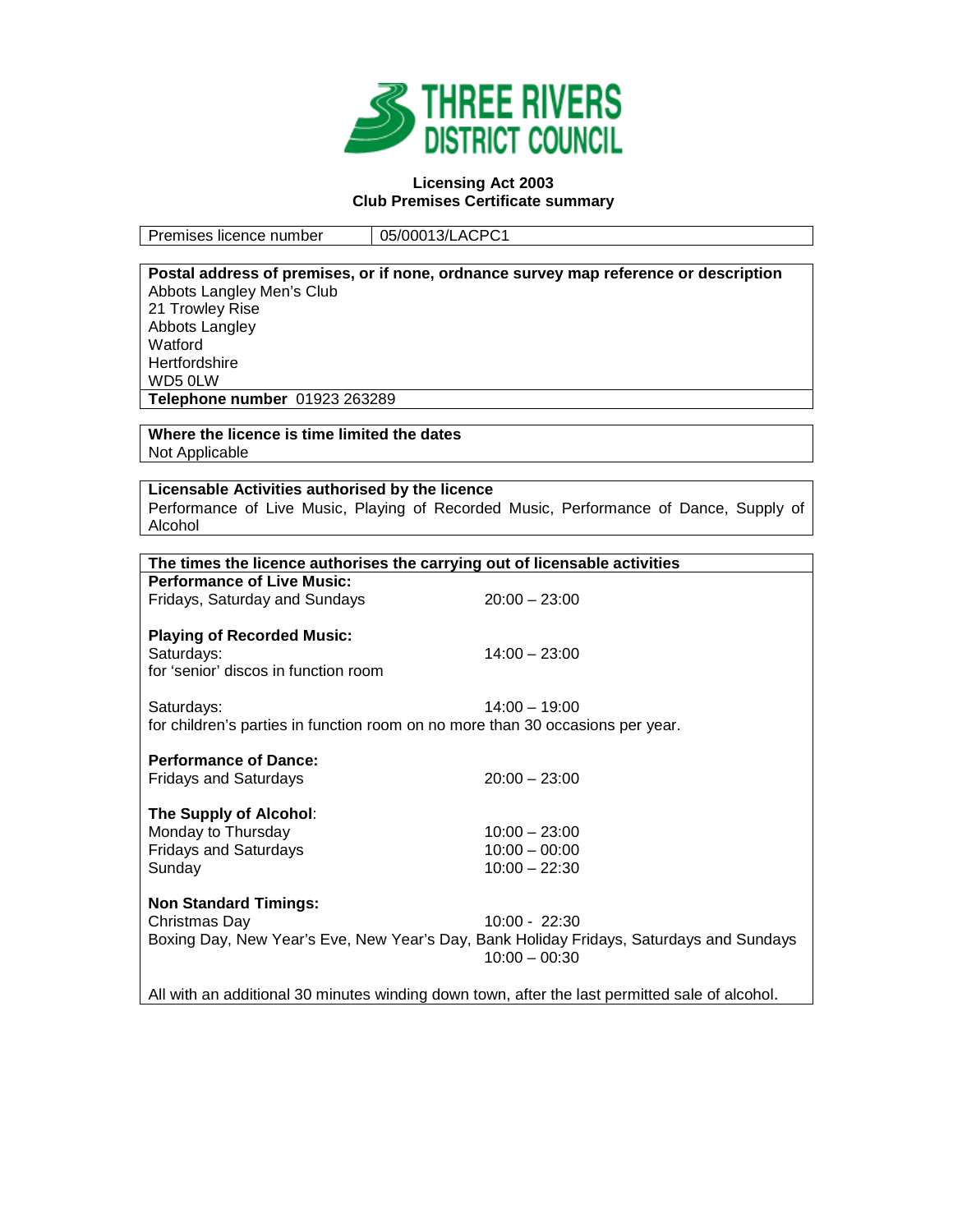THREE RIVERS DISTRICT COUNCIL

**Licensing Act 2003**
**Club Premises Certificate summary**

| Premises licence number | 05/00013/LACPC1 |
|---|---|

**Postal address of premises, or if none, ordnance survey map reference or description**

Abbots Langley Men's Club
21 Trowley Rise
Abbots Langley
Watford
Hertfordshire
WD5 0LW

**Telephone number** 01923 263289

**Where the licence is time limited the dates**

Not Applicable

**Licensable Activities authorised by the licence**

Performance of Live Music, Playing of Recorded Music, Performance of Dance, Supply of Alcohol

**The times the licence authorises the carrying out of licensable activities**

**Performance of Live Music:**

| | |
|---|---|
| Fridays, Saturday and Sundays | 20:00 – 23:00 |

**Playing of Recorded Music:**

| | |
|---|---|
| Saturdays: | 14:00 – 23:00 |

for 'senior' discos in function room

| | |
|---|---|
| Saturdays: | 14:00 – 19:00 |

for children's parties in function room on no more than 30 occasions per year.

**Performance of Dance:**

| | |
|---|---|
| Fridays and Saturdays | 20:00 – 23:00 |

**The Supply of Alcohol**:

| | |
|---|---|
| Monday to Thursday | 10:00 – 23:00 |
| Fridays and Saturdays | 10:00 – 00:00 |
| Sunday | 10:00 – 22:30 |

**Non Standard Timings:**

| | |
|---|---|
| Christmas Day | 10:00 - 22:30 |

Boxing Day, New Year's Eve, New Year's Day, Bank Holiday Fridays, Saturdays and Sundays 10:00 – 00:30

All with an additional 30 minutes winding down town, after the last permitted sale of alcohol.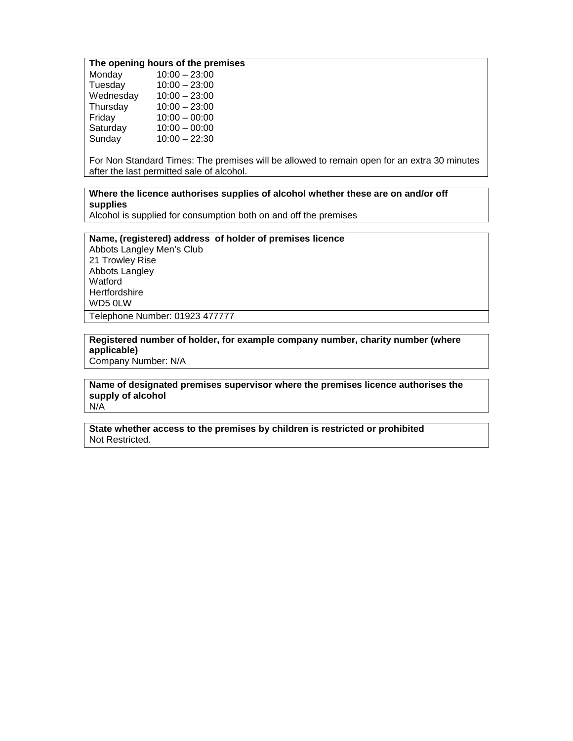**The opening hours of the premises**

| Day | Hours |
|---|---|
| Monday | 10:00 – 23:00 |
| Tuesday | 10:00 – 23:00 |
| Wednesday | 10:00 – 23:00 |
| Thursday | 10:00 – 23:00 |
| Friday | 10:00 – 00:00 |
| Saturday | 10:00 – 00:00 |
| Sunday | 10:00 – 22:30 |

For Non Standard Times: The premises will be allowed to remain open for an extra 30 minutes after the last permitted sale of alcohol.

**Where the licence authorises supplies of alcohol whether these are on and/or off supplies**

Alcohol is supplied for consumption both on and off the premises

**Name, (registered) address of holder of premises licence**

Abbots Langley Men's Club
21 Trowley Rise
Abbots Langley
Watford
Hertfordshire
WD5 0LW

Telephone Number: 01923 477777

**Registered number of holder, for example company number, charity number (where applicable)**

Company Number: N/A

**Name of designated premises supervisor where the premises licence authorises the supply of alcohol**

N/A

**State whether access to the premises by children is restricted or prohibited**

Not Restricted.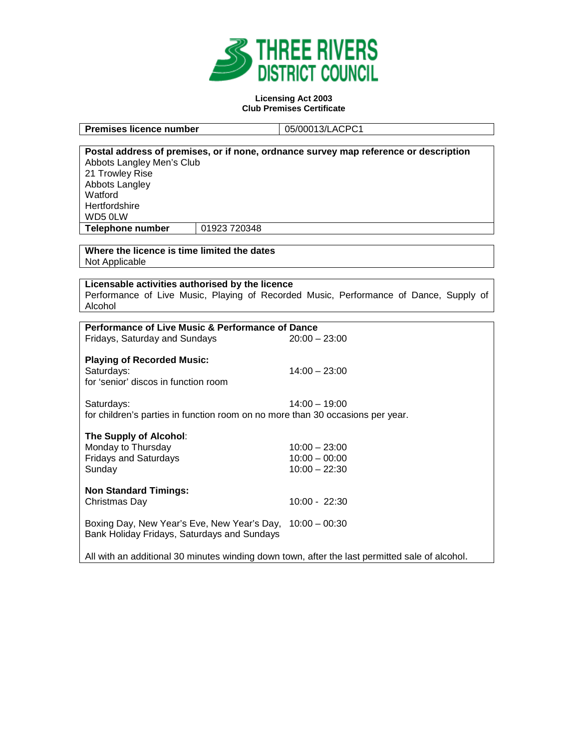THREE RIVERS DISTRICT COUNCIL

**Licensing Act 2003**
**Club Premises Certificate**

| **Premises licence number** | 05/00013/LACPC1 |
|---|---|

**Postal address of premises, or if none, ordnance survey map reference or description**

Abbots Langley Men's Club
21 Trowley Rise
Abbots Langley
Watford
Hertfordshire
WD5 0LW

| **Telephone number** | 01923 720348 |
|---|---|

**Where the licence is time limited the dates**

Not Applicable

**Licensable activities authorised by the licence**

Performance of Live Music, Playing of Recorded Music, Performance of Dance, Supply of Alcohol

**Performance of Live Music & Performance of Dance**

Fridays, Saturday and Sundays 20:00 – 23:00

**Playing of Recorded Music:**

Saturdays: 14:00 – 23:00
for 'senior' discos in function room

Saturdays: 14:00 – 19:00
for children's parties in function room on no more than 30 occasions per year.

**The Supply of Alcohol**:

| | |
|---|---|
| Monday to Thursday | 10:00 – 23:00 |
| Fridays and Saturdays | 10:00 – 00:00 |
| Sunday | 10:00 – 22:30 |

**Non Standard Timings:**

| | |
|---|---|
| Christmas Day | 10:00 - 22:30 |
| Boxing Day, New Year's Eve, New Year's Day, Bank Holiday Fridays, Saturdays and Sundays | 10:00 – 00:30 |

All with an additional 30 minutes winding down town, after the last permitted sale of alcohol.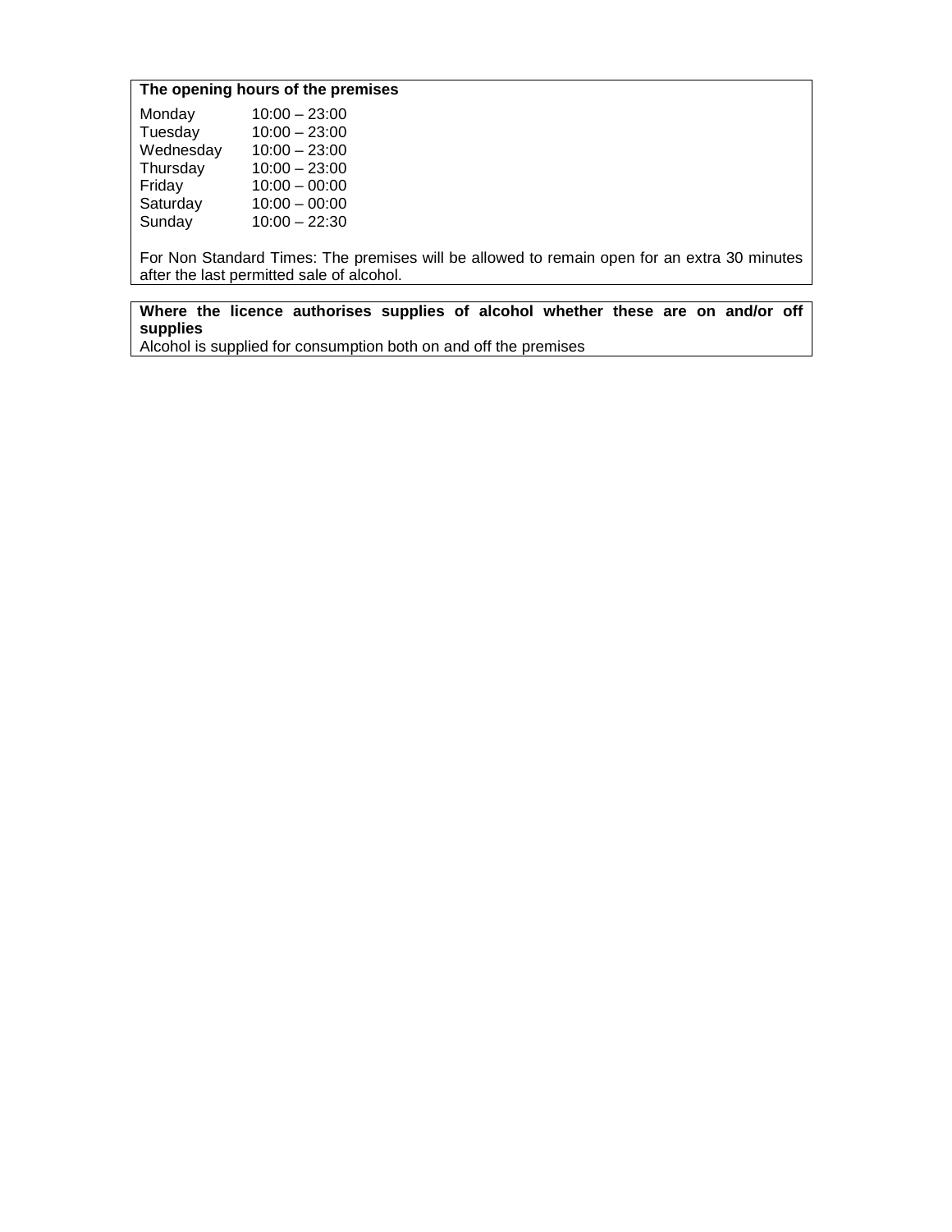**The opening hours of the premises**

| | |
|---|---|
| Monday | 10:00 – 23:00 |
| Tuesday | 10:00 – 23:00 |
| Wednesday | 10:00 – 23:00 |
| Thursday | 10:00 – 23:00 |
| Friday | 10:00 – 00:00 |
| Saturday | 10:00 – 00:00 |
| Sunday | 10:00 – 22:30 |

For Non Standard Times: The premises will be allowed to remain open for an extra 30 minutes after the last permitted sale of alcohol.

**Where the licence authorises supplies of alcohol whether these are on and/or off supplies**

Alcohol is supplied for consumption both on and off the premises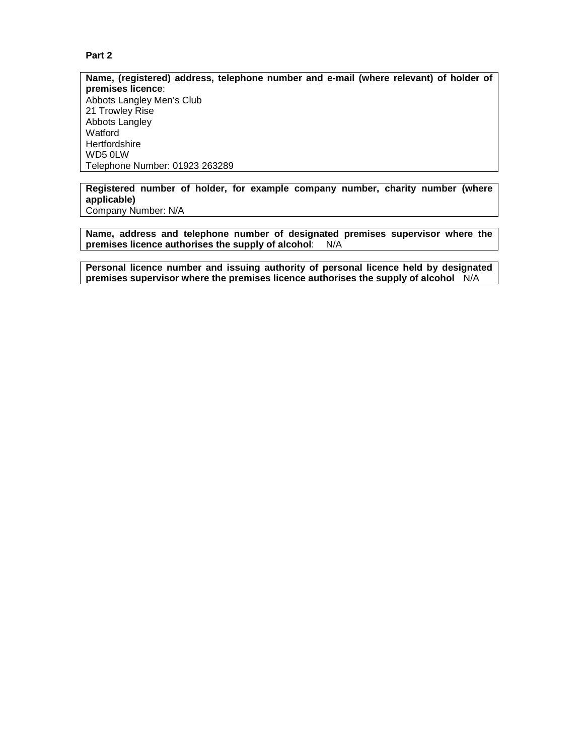**Part 2**

**Name, (registered) address, telephone number and e-mail (where relevant) of holder of premises licence**:
Abbots Langley Men's Club
21 Trowley Rise
Abbots Langley
Watford
Hertfordshire
WD5 0LW
Telephone Number: 01923 263289

**Registered number of holder, for example company number, charity number (where applicable)**
Company Number: N/A

**Name, address and telephone number of designated premises supervisor where the premises licence authorises the supply of alcohol**: N/A

**Personal licence number and issuing authority of personal licence held by designated premises supervisor where the premises licence authorises the supply of alcohol** N/A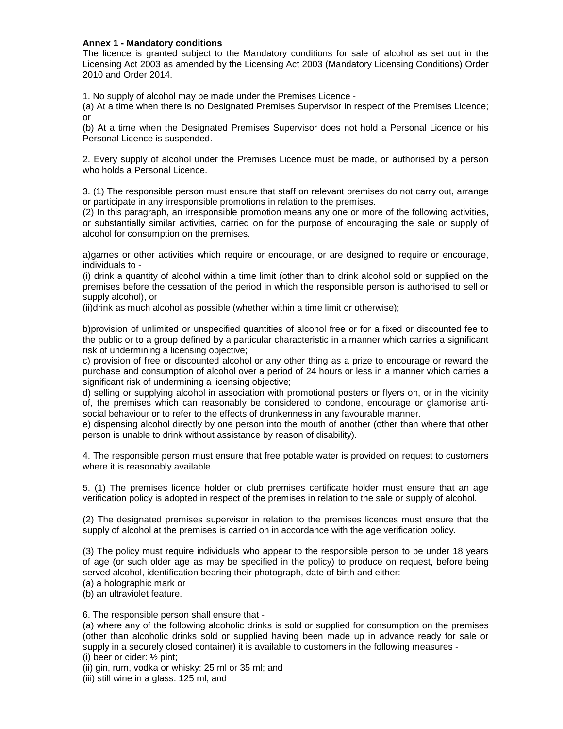**Annex 1 - Mandatory conditions**

The licence is granted subject to the Mandatory conditions for sale of alcohol as set out in the Licensing Act 2003 as amended by the Licensing Act 2003 (Mandatory Licensing Conditions) Order 2010 and Order 2014.

1. No supply of alcohol may be made under the Premises Licence -

(a) At a time when there is no Designated Premises Supervisor in respect of the Premises Licence; or

(b) At a time when the Designated Premises Supervisor does not hold a Personal Licence or his Personal Licence is suspended.

2. Every supply of alcohol under the Premises Licence must be made, or authorised by a person who holds a Personal Licence.

3. (1) The responsible person must ensure that staff on relevant premises do not carry out, arrange or participate in any irresponsible promotions in relation to the premises.

(2) In this paragraph, an irresponsible promotion means any one or more of the following activities, or substantially similar activities, carried on for the purpose of encouraging the sale or supply of alcohol for consumption on the premises.

a)games or other activities which require or encourage, or are designed to require or encourage, individuals to -

(i) drink a quantity of alcohol within a time limit (other than to drink alcohol sold or supplied on the premises before the cessation of the period in which the responsible person is authorised to sell or supply alcohol), or

(ii)drink as much alcohol as possible (whether within a time limit or otherwise);

b)provision of unlimited or unspecified quantities of alcohol free or for a fixed or discounted fee to the public or to a group defined by a particular characteristic in a manner which carries a significant risk of undermining a licensing objective;

c) provision of free or discounted alcohol or any other thing as a prize to encourage or reward the purchase and consumption of alcohol over a period of 24 hours or less in a manner which carries a significant risk of undermining a licensing objective;

d) selling or supplying alcohol in association with promotional posters or flyers on, or in the vicinity of, the premises which can reasonably be considered to condone, encourage or glamorise anti-social behaviour or to refer to the effects of drunkenness in any favourable manner.

e) dispensing alcohol directly by one person into the mouth of another (other than where that other person is unable to drink without assistance by reason of disability).

4. The responsible person must ensure that free potable water is provided on request to customers where it is reasonably available.

5. (1) The premises licence holder or club premises certificate holder must ensure that an age verification policy is adopted in respect of the premises in relation to the sale or supply of alcohol.

(2) The designated premises supervisor in relation to the premises licences must ensure that the supply of alcohol at the premises is carried on in accordance with the age verification policy.

(3) The policy must require individuals who appear to the responsible person to be under 18 years of age (or such older age as may be specified in the policy) to produce on request, before being served alcohol, identification bearing their photograph, date of birth and either:-

(a) a holographic mark or

(b) an ultraviolet feature.

6. The responsible person shall ensure that -

(a) where any of the following alcoholic drinks is sold or supplied for consumption on the premises (other than alcoholic drinks sold or supplied having been made up in advance ready for sale or supply in a securely closed container) it is available to customers in the following measures -

(i) beer or cider: ½ pint;

(ii) gin, rum, vodka or whisky: 25 ml or 35 ml; and

(iii) still wine in a glass: 125 ml; and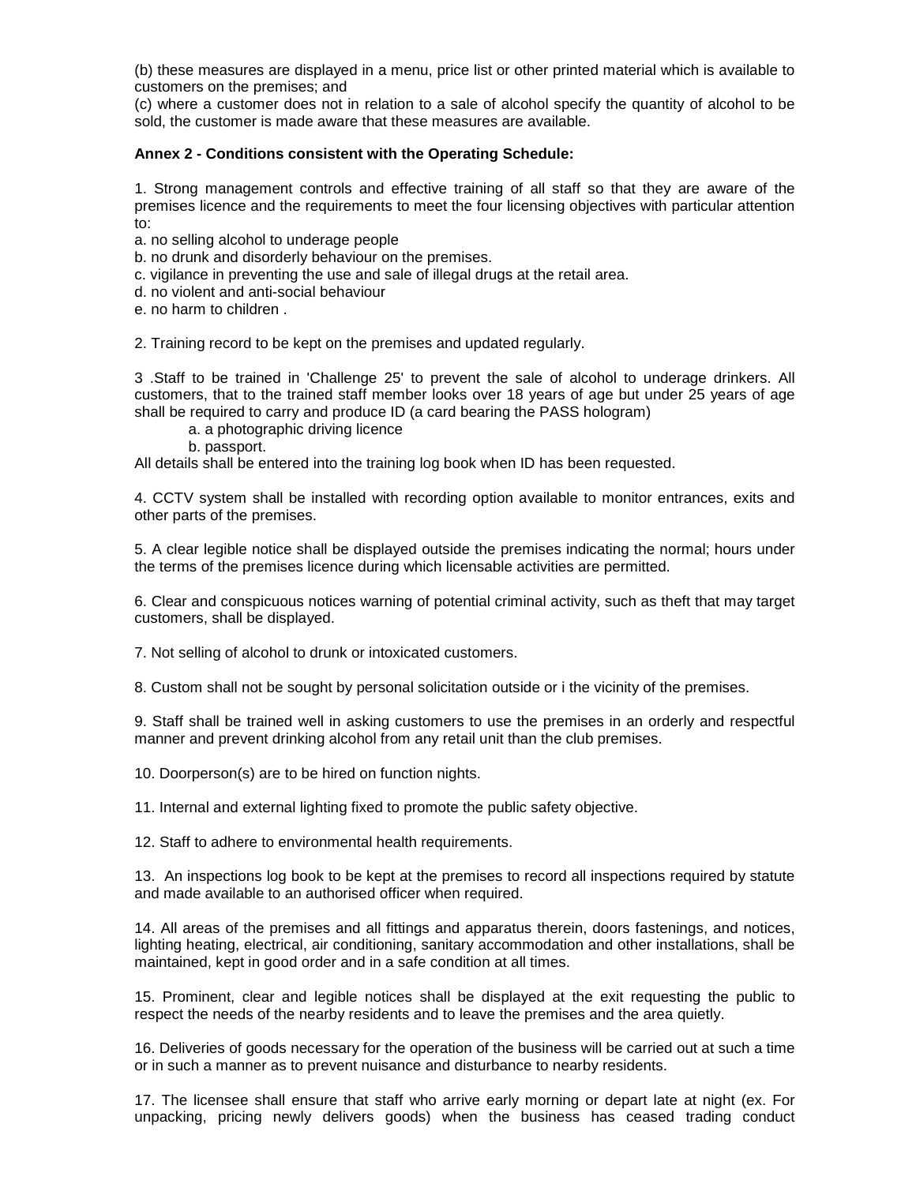(b) these measures are displayed in a menu, price list or other printed material which is available to customers on the premises; and

(c) where a customer does not in relation to a sale of alcohol specify the quantity of alcohol to be sold, the customer is made aware that these measures are available.

**Annex 2 - Conditions consistent with the Operating Schedule:**

1. Strong management controls and effective training of all staff so that they are aware of the premises licence and the requirements to meet the four licensing objectives with particular attention to:

a. no selling alcohol to underage people

b. no drunk and disorderly behaviour on the premises.

c. vigilance in preventing the use and sale of illegal drugs at the retail area.

d. no violent and anti-social behaviour

e. no harm to children .

2. Training record to be kept on the premises and updated regularly.

3 .Staff to be trained in 'Challenge 25' to prevent the sale of alcohol to underage drinkers. All customers, that to the trained staff member looks over 18 years of age but under 25 years of age shall be required to carry and produce ID (a card bearing the PASS hologram)

  a. a photographic driving licence

  b. passport.

All details shall be entered into the training log book when ID has been requested.

4. CCTV system shall be installed with recording option available to monitor entrances, exits and other parts of the premises.

5. A clear legible notice shall be displayed outside the premises indicating the normal; hours under the terms of the premises licence during which licensable activities are permitted.

6. Clear and conspicuous notices warning of potential criminal activity, such as theft that may target customers, shall be displayed.

7. Not selling of alcohol to drunk or intoxicated customers.

8. Custom shall not be sought by personal solicitation outside or i the vicinity of the premises.

9. Staff shall be trained well in asking customers to use the premises in an orderly and respectful manner and prevent drinking alcohol from any retail unit than the club premises.

10. Doorperson(s) are to be hired on function nights.

11. Internal and external lighting fixed to promote the public safety objective.

12. Staff to adhere to environmental health requirements.

13. An inspections log book to be kept at the premises to record all inspections required by statute and made available to an authorised officer when required.

14. All areas of the premises and all fittings and apparatus therein, doors fastenings, and notices, lighting heating, electrical, air conditioning, sanitary accommodation and other installations, shall be maintained, kept in good order and in a safe condition at all times.

15. Prominent, clear and legible notices shall be displayed at the exit requesting the public to respect the needs of the nearby residents and to leave the premises and the area quietly.

16. Deliveries of goods necessary for the operation of the business will be carried out at such a time or in such a manner as to prevent nuisance and disturbance to nearby residents.

17. The licensee shall ensure that staff who arrive early morning or depart late at night (ex. For unpacking, pricing newly delivers goods) when the business has ceased trading conduct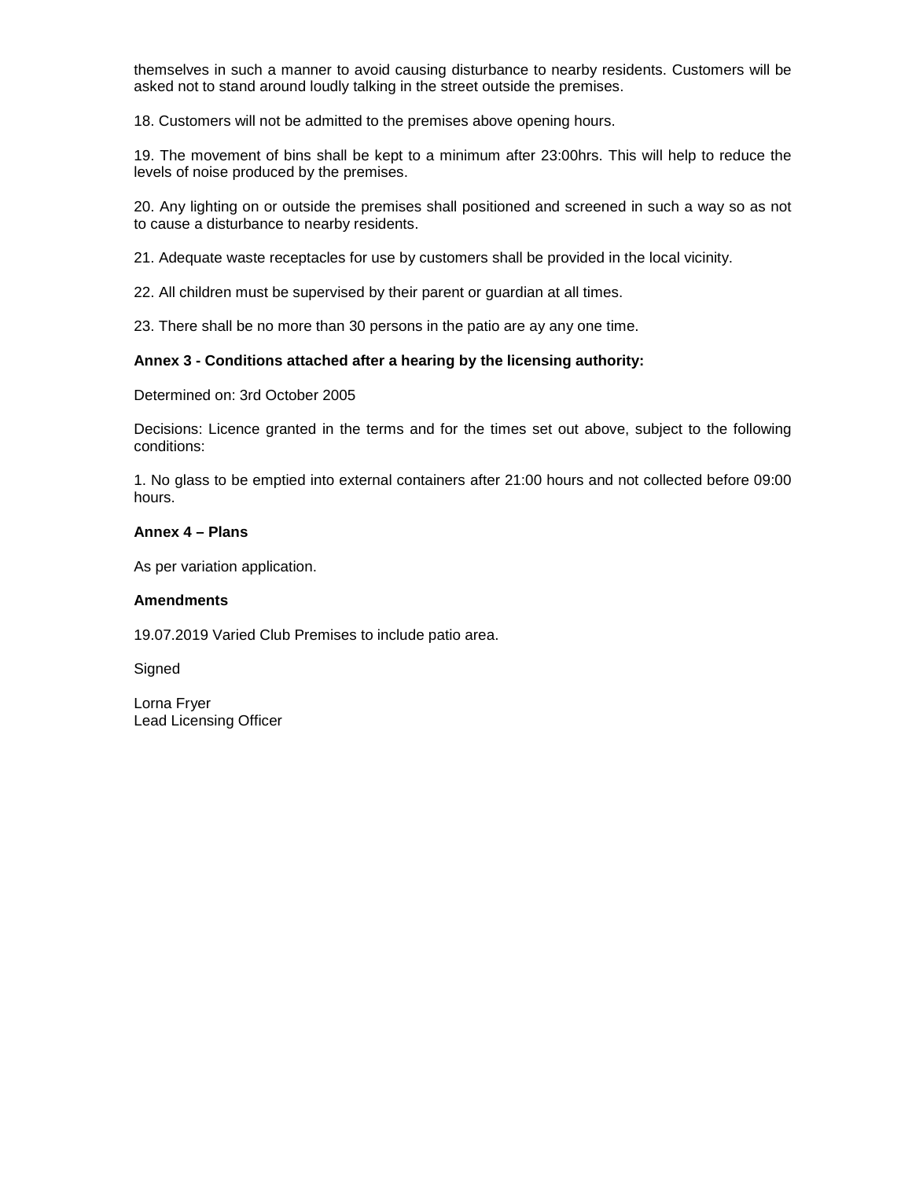themselves in such a manner to avoid causing disturbance to nearby residents. Customers will be asked not to stand around loudly talking in the street outside the premises.

18. Customers will not be admitted to the premises above opening hours.

19. The movement of bins shall be kept to a minimum after 23:00hrs. This will help to reduce the levels of noise produced by the premises.

20. Any lighting on or outside the premises shall positioned and screened in such a way so as not to cause a disturbance to nearby residents.

21. Adequate waste receptacles for use by customers shall be provided in the local vicinity.

22. All children must be supervised by their parent or guardian at all times.

23. There shall be no more than 30 persons in the patio are ay any one time.

**Annex 3 - Conditions attached after a hearing by the licensing authority:**

Determined on: 3rd October 2005

Decisions: Licence granted in the terms and for the times set out above, subject to the following conditions:

1. No glass to be emptied into external containers after 21:00 hours and not collected before 09:00 hours.

**Annex 4 – Plans**

As per variation application.

**Amendments**

19.07.2019 Varied Club Premises to include patio area.

Signed

Lorna Fryer
Lead Licensing Officer